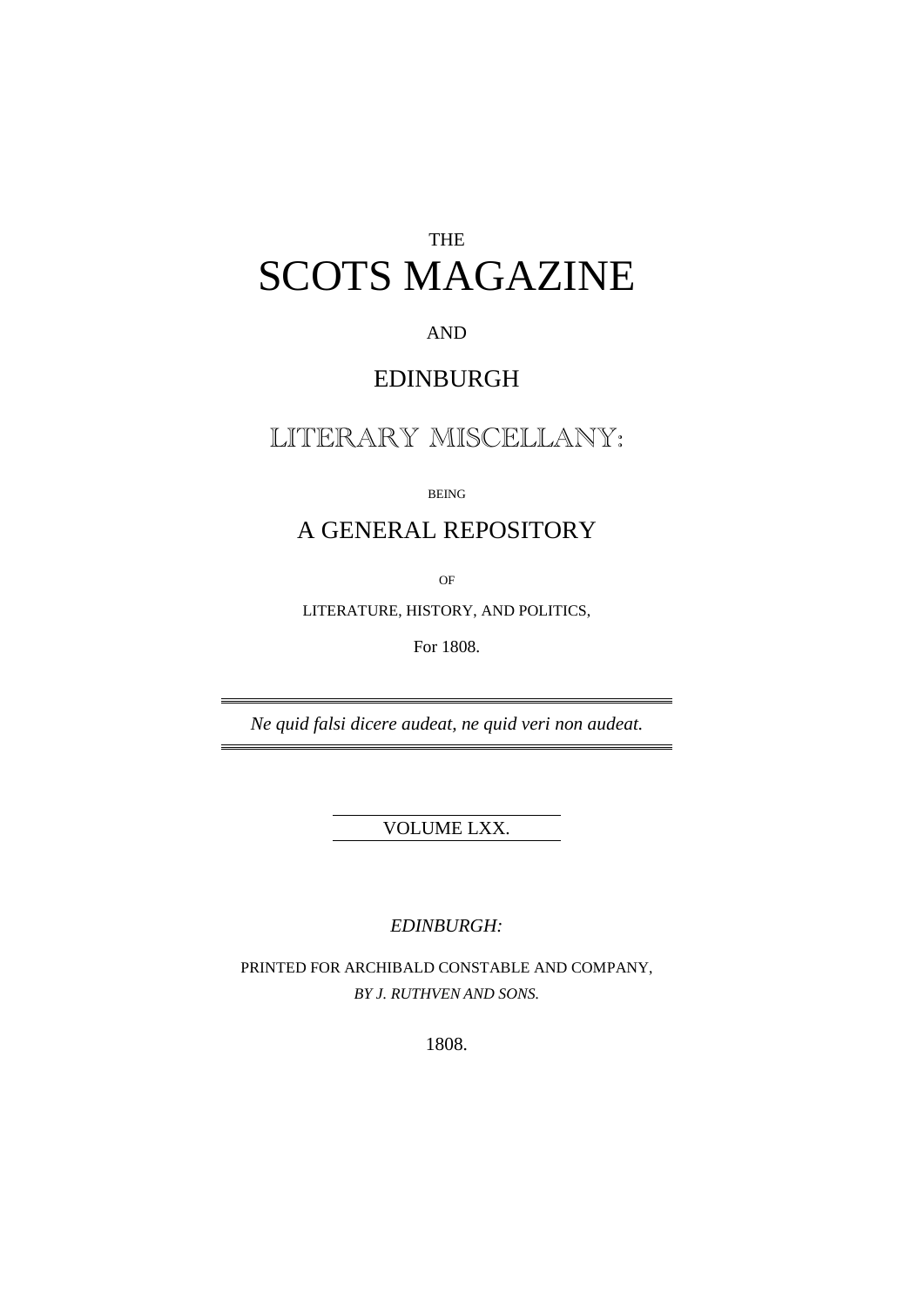THE

# SCOTS MAGAZINE

AND

## EDINBURGH

## LITERARY MISCELLANY:

BEING

## A GENERAL REPOSITORY

OF

LITERATURE, HISTORY, AND POLITICS,

For 1808.

---

*Ne quid falsi dicere audeat, ne quid veri non audeat.*

---

VOLUME LXX.

*EDINBURGH:*

PRINTED FOR ARCHIBALD CONSTABLE AND COMPANY,

*BY J. RUTHVEN AND SONS.*

1808.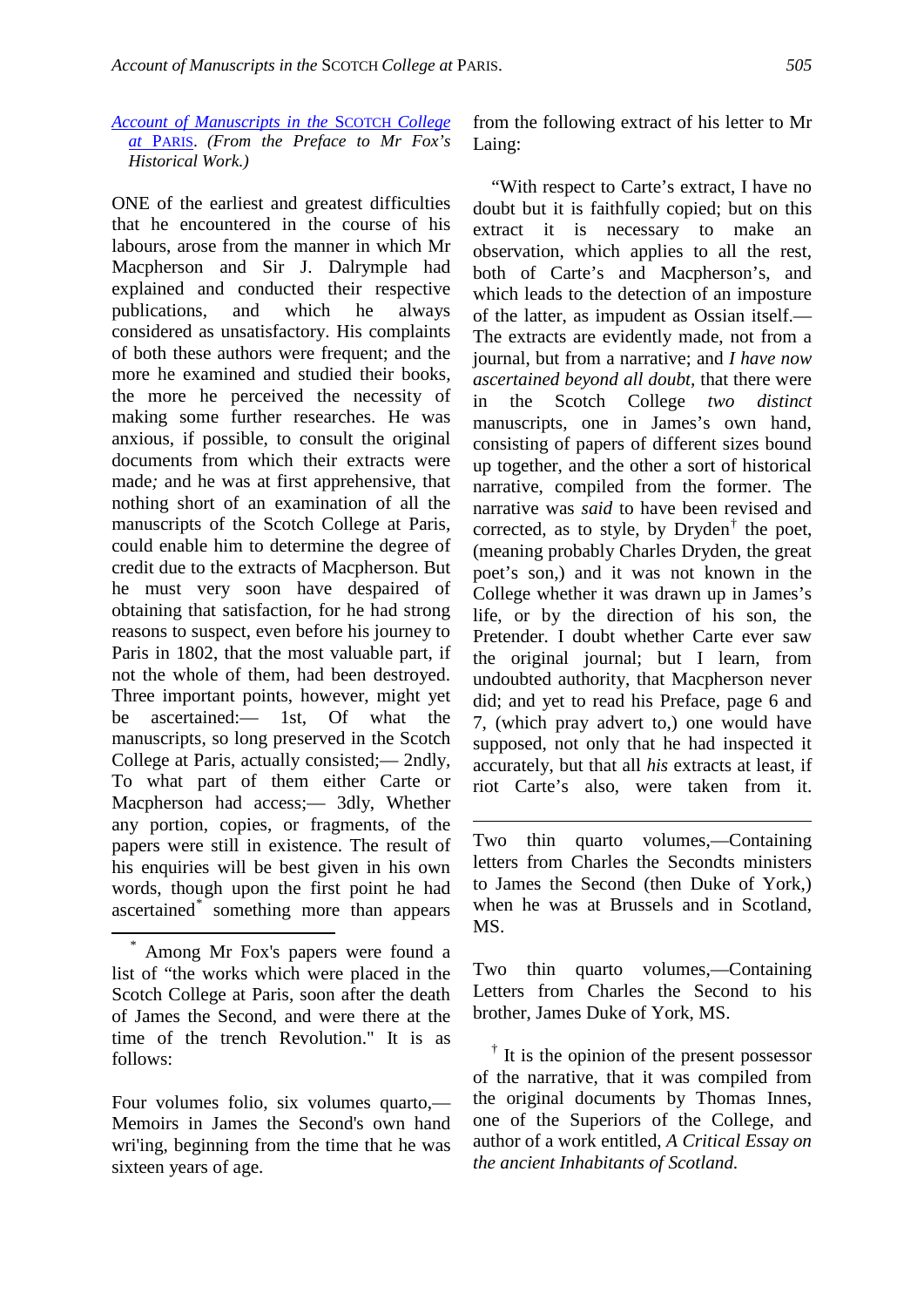## Account of Manuscripts in the SCOTCH College at PARIS. *(From the Preface to Mr Fox's Historical Work.)*

ONE of the earliest and greatest difficulties that he encountered in the course of his labours, arose from the manner in which Mr Macpherson and Sir J. Dalrymple had explained and conducted their respective publications, and which he always considered as unsatisfactory. His complaints of both these authors were frequent; and the more he examined and studied their books, the more he perceived the necessity of making some further researches. He was anxious, if possible, to consult the original documents from which their extracts were made; and he was at first apprehensive, that nothing short of an examination of all the manuscripts of the Scotch College at Paris, could enable him to determine the degree of credit due to the extracts of Macpherson. But he must very soon have despaired of obtaining that satisfaction, for he had strong reasons to suspect, even before his journey to Paris in 1802, that the most valuable part, if not the whole of them, had been destroyed. Three important points, however, might yet be ascertained:— 1st, Of what the manuscripts, so long preserved in the Scotch College at Paris, actually consisted;— 2ndly, To what part of them either Carte or Macpherson had access;— 3dly, Whether any portion, copies, or fragments, of the papers were still in existence. The result of his enquiries will be best given in his own words, though upon the first point he had ascertained[*] something more than appears from the following extract of his letter to Mr Laing:

"With respect to Carte's extract, I have no doubt but it is faithfully copied; but on this extract it is necessary to make an observation, which applies to all the rest, both of Carte's and Macpherson's, and which leads to the detection of an imposture of the latter, as impudent as Ossian itself.—The extracts are evidently made, not from a journal, but from a narrative; and *I have now ascertained beyond all doubt*, that there were in the Scotch College *two distinct* manuscripts, one in James's own hand, consisting of papers of different sizes bound up together, and the other a sort of historical narrative, compiled from the former. The narrative was *said* to have been revised and corrected, as to style, by Dryden[†] the poet, (meaning probably Charles Dryden, the great poet's son,) and it was not known in the College whether it was drawn up in James's life, or by the direction of his son, the Pretender. I doubt whether Carte ever saw the original journal; but I learn, from undoubted authority, that Macpherson never did; and yet to read his Preface, page 6 and 7, (which pray advert to,) one would have supposed, not only that he had inspected it accurately, but that all *his* extracts at least, if riot Carte's also, were taken from it.

---

[*] Among Mr Fox's papers were found a list of "the works which were placed in the Scotch College at Paris, soon after the death of James the Second, and were there at the time of the trench Revolution." It is as follows:

Four volumes folio, six volumes quarto,—Memoirs in James the Second's own hand wri'ing, beginning from the time that he was sixteen years of age.

Two thin quarto volumes,—Containing letters from Charles the Secondts ministers to James the Second (then Duke of York,) when he was at Brussels and in Scotland, MS.

Two thin quarto volumes,—Containing Letters from Charles the Second to his brother, James Duke of York, MS.

[†] It is the opinion of the present possessor of the narrative, that it was compiled from the original documents by Thomas Innes, one of the Superiors of the College, and author of a work entitled, *A Critical Essay on the ancient Inhabitants of Scotland.*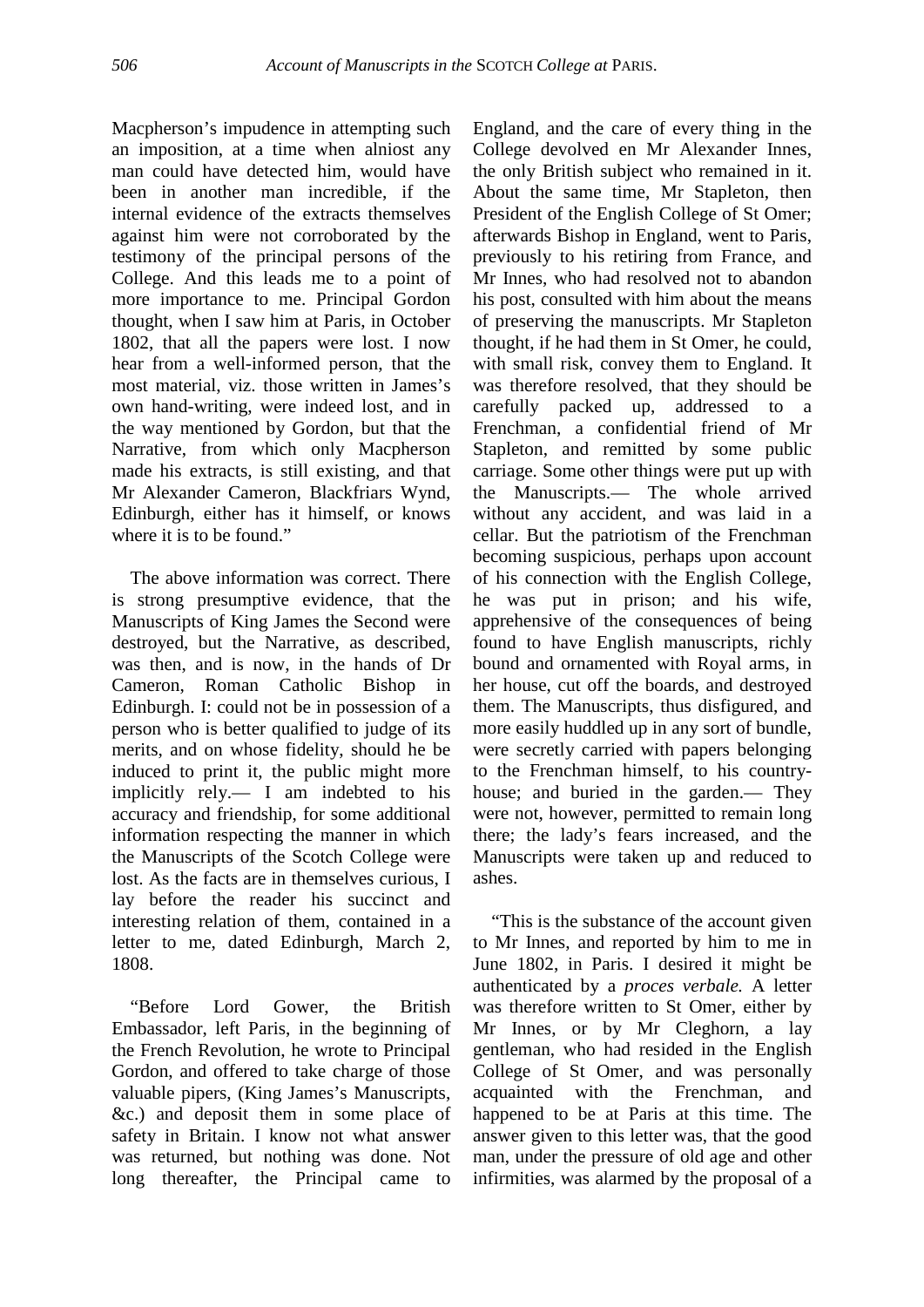Macpherson's impudence in attempting such an imposition, at a time when alniost any man could have detected him, would have been in another man incredible, if the internal evidence of the extracts themselves against him were not corroborated by the testimony of the principal persons of the College. And this leads me to a point of more importance to me. Principal Gordon thought, when I saw him at Paris, in October 1802, that all the papers were lost. I now hear from a well-informed person, that the most material, viz. those written in James's own hand-writing, were indeed lost, and in the way mentioned by Gordon, but that the Narrative, from which only Macpherson made his extracts, is still existing, and that Mr Alexander Cameron, Blackfriars Wynd, Edinburgh, either has it himself, or knows where it is to be found."

The above information was correct. There is strong presumptive evidence, that the Manuscripts of King James the Second were destroyed, but the Narrative, as described, was then, and is now, in the hands of Dr Cameron, Roman Catholic Bishop in Edinburgh. I: could not be in possession of a person who is better qualified to judge of its merits, and on whose fidelity, should he be induced to print it, the public might more implicitly rely.— I am indebted to his accuracy and friendship, for some additional information respecting the manner in which the Manuscripts of the Scotch College were lost. As the facts are in themselves curious, I lay before the reader his succinct and interesting relation of them, contained in a letter to me, dated Edinburgh, March 2, 1808.

"Before Lord Gower, the British Embassador, left Paris, in the beginning of the French Revolution, he wrote to Principal Gordon, and offered to take charge of those valuable pipers, (King James's Manuscripts, &c.) and deposit them in some place of safety in Britain. I know not what answer was returned, but nothing was done. Not long thereafter, the Principal came to England, and the care of every thing in the College devolved en Mr Alexander Innes, the only British subject who remained in it. About the same time, Mr Stapleton, then President of the English College of St Omer; afterwards Bishop in England, went to Paris, previously to his retiring from France, and Mr Innes, who had resolved not to abandon his post, consulted with him about the means of preserving the manuscripts. Mr Stapleton thought, if he had them in St Omer, he could, with small risk, convey them to England. It was therefore resolved, that they should be carefully packed up, addressed to a Frenchman, a confidential friend of Mr Stapleton, and remitted by some public carriage. Some other things were put up with the Manuscripts.— The whole arrived without any accident, and was laid in a cellar. But the patriotism of the Frenchman becoming suspicious, perhaps upon account of his connection with the English College, he was put in prison; and his wife, apprehensive of the consequences of being found to have English manuscripts, richly bound and ornamented with Royal arms, in her house, cut off the boards, and destroyed them. The Manuscripts, thus disfigured, and more easily huddled up in any sort of bundle, were secretly carried with papers belonging to the Frenchman himself, to his country-house; and buried in the garden.— They were not, however, permitted to remain long there; the lady's fears increased, and the Manuscripts were taken up and reduced to ashes.

"This is the substance of the account given to Mr Innes, and reported by him to me in June 1802, in Paris. I desired it might be authenticated by a *proces verbale.* A letter was therefore written to St Omer, either by Mr Innes, or by Mr Cleghorn, a lay gentleman, who had resided in the English College of St Omer, and was personally acquainted with the Frenchman, and happened to be at Paris at this time. The answer given to this letter was, that the good man, under the pressure of old age and other infirmities, was alarmed by the proposal of a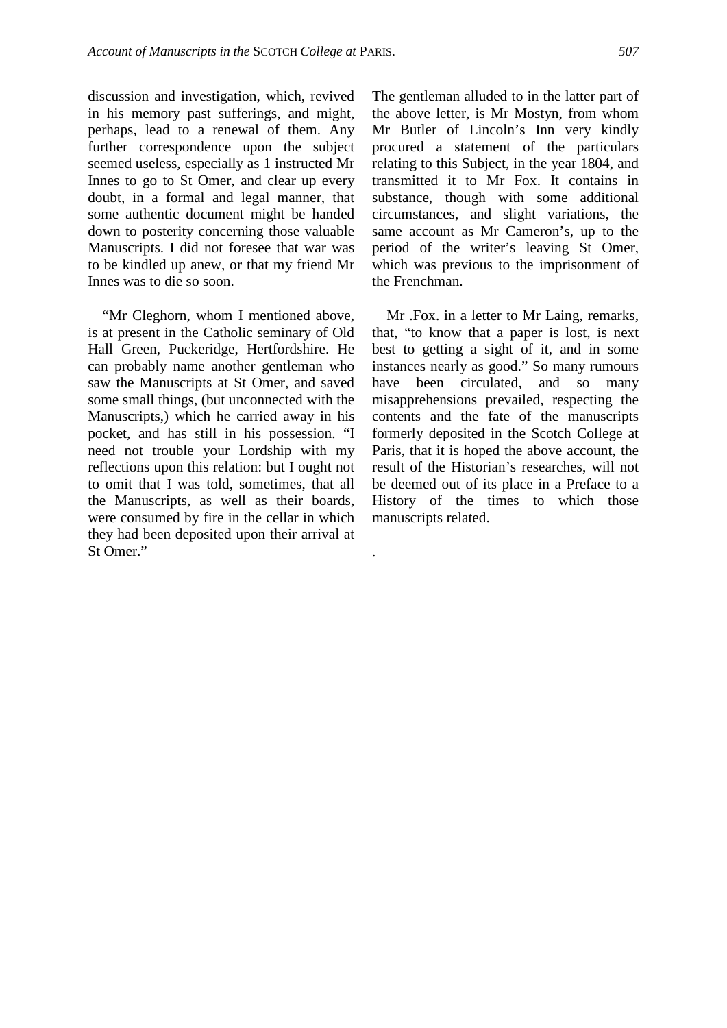discussion and investigation, which, revived in his memory past sufferings, and might, perhaps, lead to a renewal of them. Any further correspondence upon the subject seemed useless, especially as 1 instructed Mr Innes to go to St Omer, and clear up every doubt, in a formal and legal manner, that some authentic document might be handed down to posterity concerning those valuable Manuscripts. I did not foresee that war was to be kindled up anew, or that my friend Mr Innes was to die so soon.

"Mr Cleghorn, whom I mentioned above, is at present in the Catholic seminary of Old Hall Green, Puckeridge, Hertfordshire. He can probably name another gentleman who saw the Manuscripts at St Omer, and saved some small things, (but unconnected with the Manuscripts,) which he carried away in his pocket, and has still in his possession. "I need not trouble your Lordship with my reflections upon this relation: but I ought not to omit that I was told, sometimes, that all the Manuscripts, as well as their boards, were consumed by fire in the cellar in which they had been deposited upon their arrival at St Omer."

The gentleman alluded to in the latter part of the above letter, is Mr Mostyn, from whom Mr Butler of Lincoln's Inn very kindly procured a statement of the particulars relating to this Subject, in the year 1804, and transmitted it to Mr Fox. It contains in substance, though with some additional circumstances, and slight variations, the same account as Mr Cameron's, up to the period of the writer's leaving St Omer, which was previous to the imprisonment of the Frenchman.

Mr .Fox. in a letter to Mr Laing, remarks, that, "to know that a paper is lost, is next best to getting a sight of it, and in some instances nearly as good." So many rumours have been circulated, and so many misapprehensions prevailed, respecting the contents and the fate of the manuscripts formerly deposited in the Scotch College at Paris, that it is hoped the above account, the result of the Historian's researches, will not be deemed out of its place in a Preface to a History of the times to which those manuscripts related.